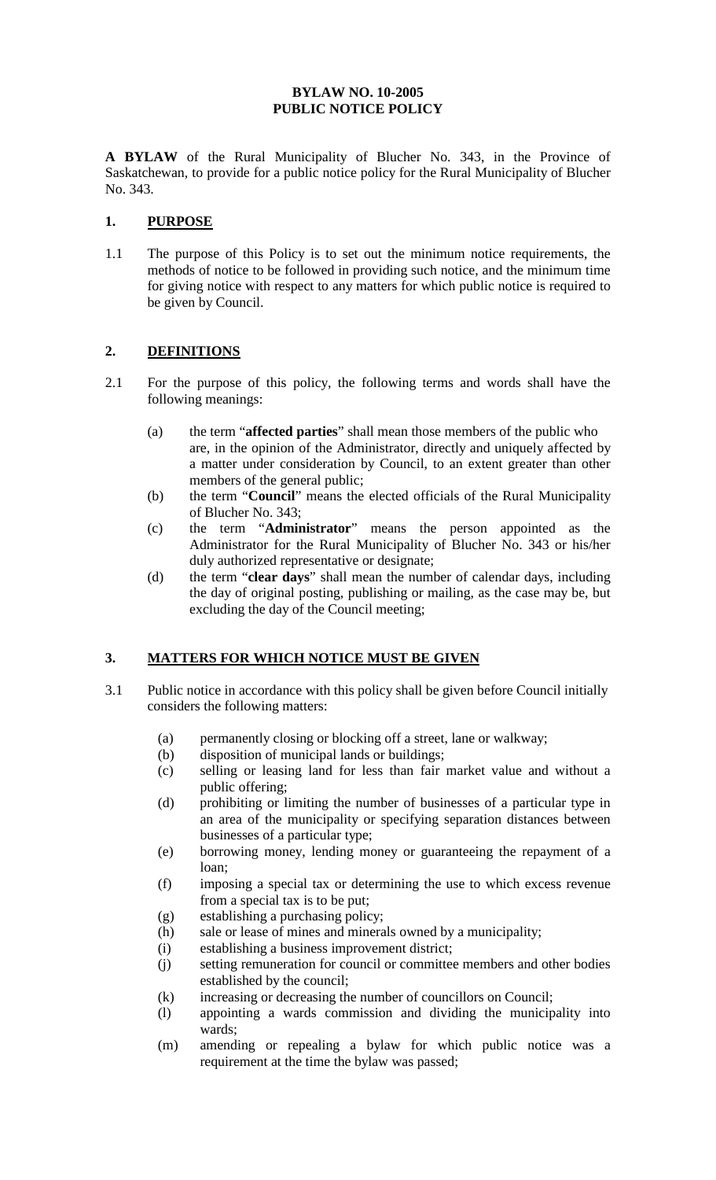**BYLAW NO. 10-2005**
**PUBLIC NOTICE POLICY**

**A BYLAW** of the Rural Municipality of Blucher No. 343, in the Province of Saskatchewan, to provide for a public notice policy for the Rural Municipality of Blucher No. 343.

## 1. PURPOSE

1.1 The purpose of this Policy is to set out the minimum notice requirements, the methods of notice to be followed in providing such notice, and the minimum time for giving notice with respect to any matters for which public notice is required to be given by Council.

## 2. DEFINITIONS

2.1 For the purpose of this policy, the following terms and words shall have the following meanings:

(a) the term "**affected parties**" shall mean those members of the public who are, in the opinion of the Administrator, directly and uniquely affected by a matter under consideration by Council, to an extent greater than other members of the general public;

(b) the term "**Council**" means the elected officials of the Rural Municipality of Blucher No. 343;

(c) the term "**Administrator**" means the person appointed as the Administrator for the Rural Municipality of Blucher No. 343 or his/her duly authorized representative or designate;

(d) the term "**clear days**" shall mean the number of calendar days, including the day of original posting, publishing or mailing, as the case may be, but excluding the day of the Council meeting;

## 3. MATTERS FOR WHICH NOTICE MUST BE GIVEN

3.1 Public notice in accordance with this policy shall be given before Council initially considers the following matters:

(a) permanently closing or blocking off a street, lane or walkway;

(b) disposition of municipal lands or buildings;

(c) selling or leasing land for less than fair market value and without a public offering;

(d) prohibiting or limiting the number of businesses of a particular type in an area of the municipality or specifying separation distances between businesses of a particular type;

(e) borrowing money, lending money or guaranteeing the repayment of a loan;

(f) imposing a special tax or determining the use to which excess revenue from a special tax is to be put;

(g) establishing a purchasing policy;

(h) sale or lease of mines and minerals owned by a municipality;

(i) establishing a business improvement district;

(j) setting remuneration for council or committee members and other bodies established by the council;

(k) increasing or decreasing the number of councillors on Council;

(l) appointing a wards commission and dividing the municipality into wards;

(m) amending or repealing a bylaw for which public notice was a requirement at the time the bylaw was passed;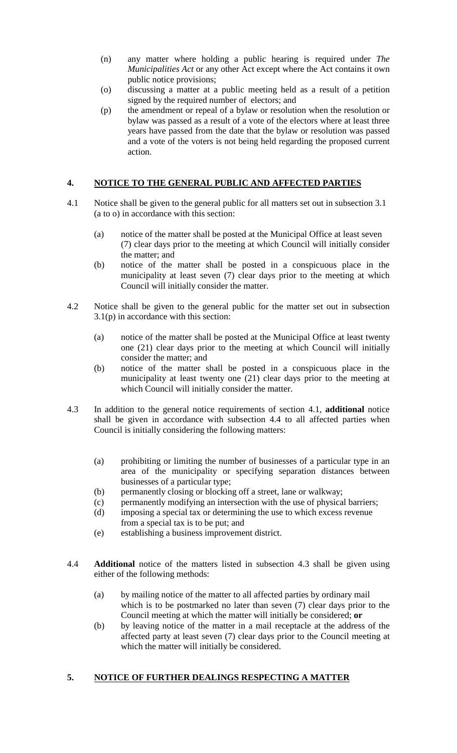(n) any matter where holding a public hearing is required under *The Municipalities Act* or any other Act except where the Act contains it own public notice provisions;

(o) discussing a matter at a public meeting held as a result of a petition signed by the required number of electors; and

(p) the amendment or repeal of a bylaw or resolution when the resolution or bylaw was passed as a result of a vote of the electors where at least three years have passed from the date that the bylaw or resolution was passed and a vote of the voters is not being held regarding the proposed current action.

## 4. NOTICE TO THE GENERAL PUBLIC AND AFFECTED PARTIES

4.1 Notice shall be given to the general public for all matters set out in subsection 3.1 (a to o) in accordance with this section:

(a) notice of the matter shall be posted at the Municipal Office at least seven (7) clear days prior to the meeting at which Council will initially consider the matter; and

(b) notice of the matter shall be posted in a conspicuous place in the municipality at least seven (7) clear days prior to the meeting at which Council will initially consider the matter.

4.2 Notice shall be given to the general public for the matter set out in subsection 3.1(p) in accordance with this section:

(a) notice of the matter shall be posted at the Municipal Office at least twenty one (21) clear days prior to the meeting at which Council will initially consider the matter; and

(b) notice of the matter shall be posted in a conspicuous place in the municipality at least twenty one (21) clear days prior to the meeting at which Council will initially consider the matter.

4.3 In addition to the general notice requirements of section 4.1, **additional** notice shall be given in accordance with subsection 4.4 to all affected parties when Council is initially considering the following matters:

(a) prohibiting or limiting the number of businesses of a particular type in an area of the municipality or specifying separation distances between businesses of a particular type;

(b) permanently closing or blocking off a street, lane or walkway;

(c) permanently modifying an intersection with the use of physical barriers;

(d) imposing a special tax or determining the use to which excess revenue from a special tax is to be put; and

(e) establishing a business improvement district.

4.4 **Additional** notice of the matters listed in subsection 4.3 shall be given using either of the following methods:

(a) by mailing notice of the matter to all affected parties by ordinary mail which is to be postmarked no later than seven (7) clear days prior to the Council meeting at which the matter will initially be considered; **or**

(b) by leaving notice of the matter in a mail receptacle at the address of the affected party at least seven (7) clear days prior to the Council meeting at which the matter will initially be considered.

## 5. NOTICE OF FURTHER DEALINGS RESPECTING A MATTER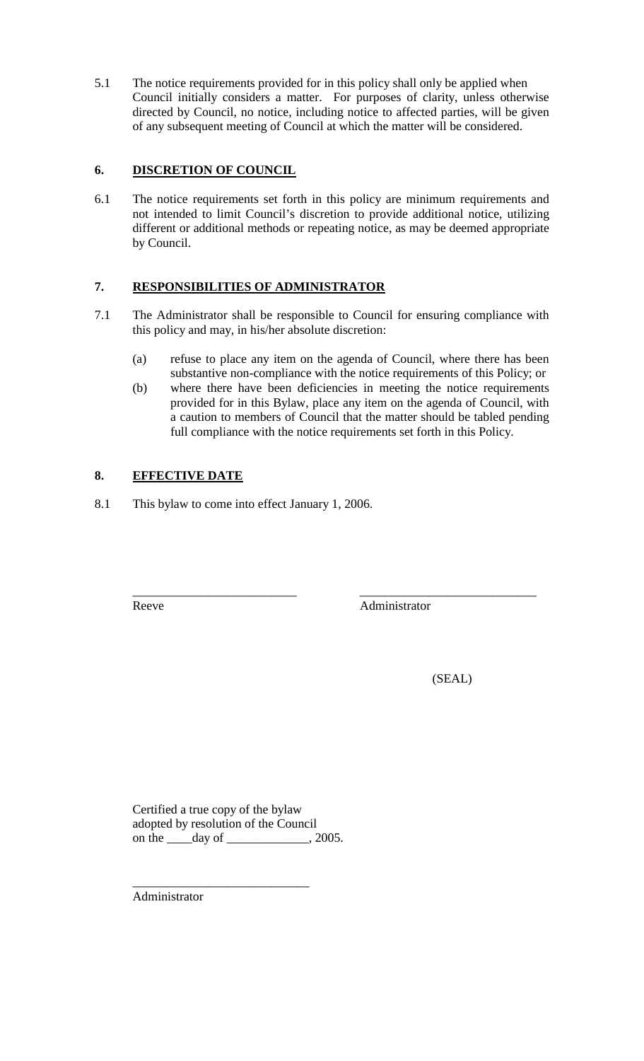5.1 The notice requirements provided for in this policy shall only be applied when Council initially considers a matter. For purposes of clarity, unless otherwise directed by Council, no notice, including notice to affected parties, will be given of any subsequent meeting of Council at which the matter will be considered.

## 6. DISCRETION OF COUNCIL

6.1 The notice requirements set forth in this policy are minimum requirements and not intended to limit Council's discretion to provide additional notice, utilizing different or additional methods or repeating notice, as may be deemed appropriate by Council.

## 7. RESPONSIBILITIES OF ADMINISTRATOR

7.1 The Administrator shall be responsible to Council for ensuring compliance with this policy and may, in his/her absolute discretion:

(a) refuse to place any item on the agenda of Council, where there has been substantive non-compliance with the notice requirements of this Policy; or

(b) where there have been deficiencies in meeting the notice requirements provided for in this Bylaw, place any item on the agenda of Council, with a caution to members of Council that the matter should be tabled pending full compliance with the notice requirements set forth in this Policy.

## 8. EFFECTIVE DATE

8.1 This bylaw to come into effect January 1, 2006.

___________________________ ___________________________

Reeve Administrator

(SEAL)

Certified a true copy of the bylaw
adopted by resolution of the Council
on the ____day of _____________, 2005.

___________________________

Administrator